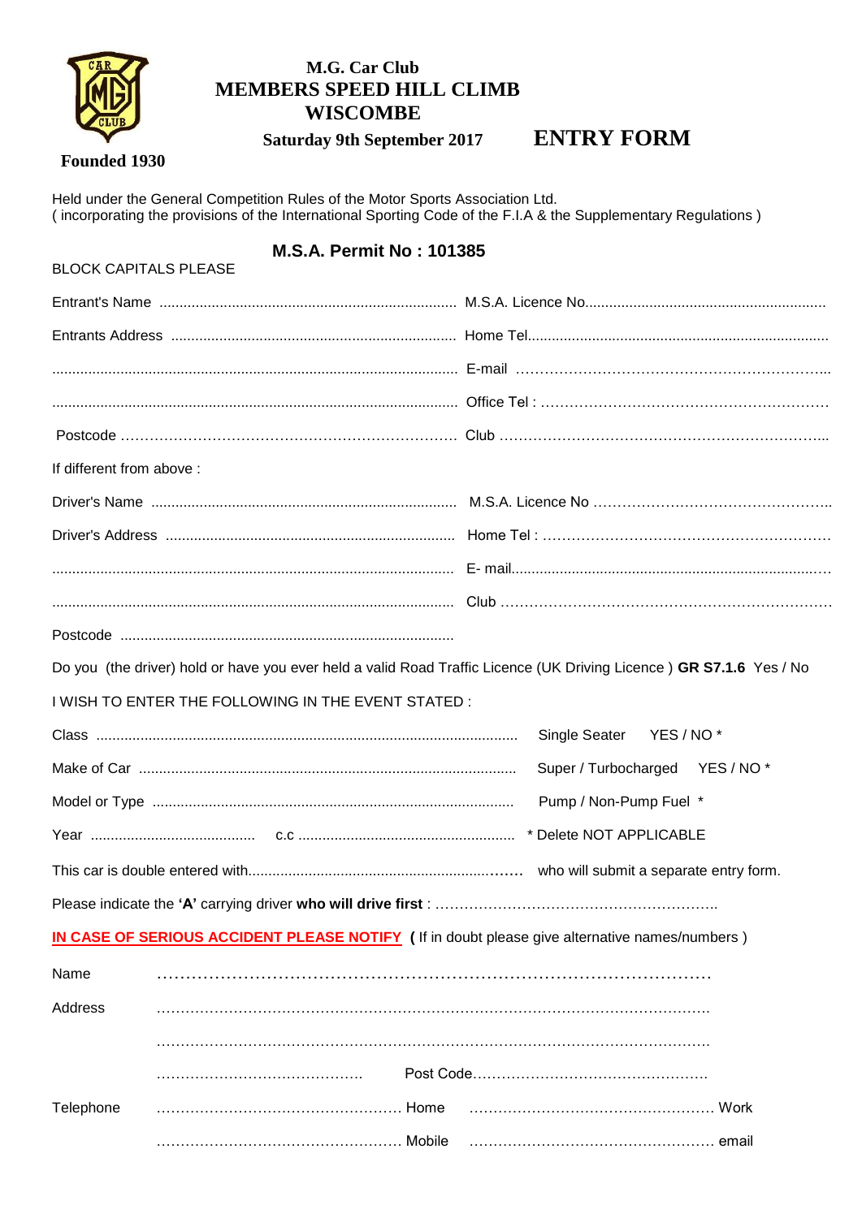# M.G. Car Club
# MEMBERS SPEED HILL CLIMB
# WISCOMBE

**Saturday 9th September 2017** **ENTRY FORM**

**Founded 1930**

Held under the General Competition Rules of the Motor Sports Association Ltd.
( incorporating the provisions of the International Sporting Code of the F.I.A & the Supplementary Regulations )

**M.S.A. Permit No : 101385**

BLOCK CAPITALS PLEASE

Entrant's Name ........................................................................ M.S.A. Licence No...........................................................

Entrants Address ...................................................................... Home Tel...........................................................................

.................................................................................................... E-mail ……………………………………………………...

.................................................................................................... Office Tel : ……………………………………………………

Postcode ……………………………………………………………… Club ……………………………………………………………...

If different from above :

Driver's Name ........................................................................... M.S.A. Licence No …………………………………………..

Driver's Address ....................................................................... Home Tel : ……………………………………………………

.................................................................................................... E- mail..............................................................................…

.................................................................................................... Club ……………………………………………………………

Postcode ..................................................................................

Do you (the driver) hold or have you ever held a valid Road Traffic Licence (UK Driving Licence ) **GR S7.1.6** Yes / No

I WISH TO ENTER THE FOLLOWING IN THE EVENT STATED :

Class ......................................................................................................... Single Seater YES / NO *

Make of Car ............................................................................................. Super / Turbocharged YES / NO *

Model or Type ........................................................................................ Pump / Non-Pump Fuel *

Year ......................................... c.c ..................................................... * Delete NOT APPLICABLE

This car is double entered with..................................................................... who will submit a separate entry form.

Please indicate the **'A'** carrying driver **who will drive first** : …………………………………………………..

**IN CASE OF SERIOUS ACCIDENT PLEASE NOTIFY** **(** If in doubt please give alternative names/numbers )

Name ………………………………………………………………………………………

Address ………………………………………………………………………………………………………

………………………………………………………………………………………………………

……………………………………… Post Code……………………………………………

Telephone …………………………………………… Home …………………………………………… Work

…………………………………………… Mobile …………………………………………… email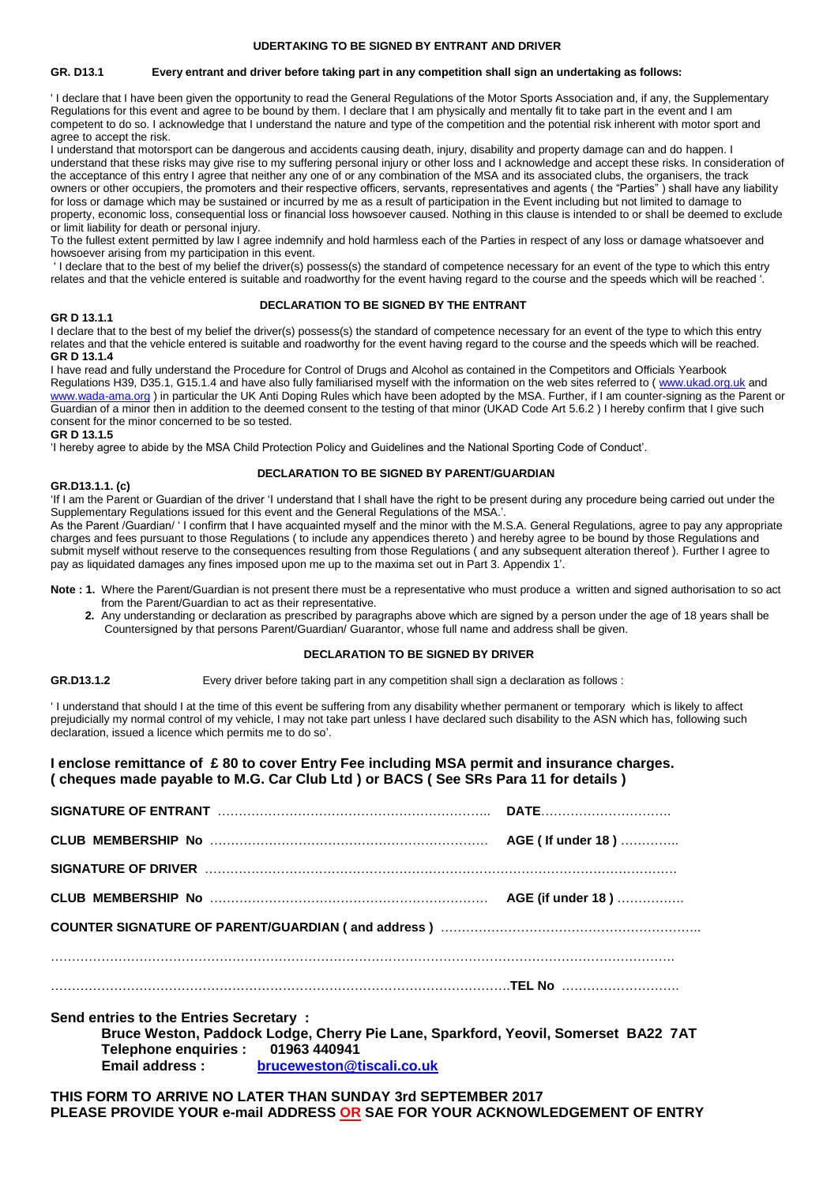## UDERTAKING TO BE SIGNED BY ENTRANT AND DRIVER

**GR. D13.1 Every entrant and driver before taking part in any competition shall sign an undertaking as follows:**

' I declare that I have been given the opportunity to read the General Regulations of the Motor Sports Association and, if any, the Supplementary Regulations for this event and agree to be bound by them. I declare that I am physically and mentally fit to take part in the event and I am competent to do so. I acknowledge that I understand the nature and type of the competition and the potential risk inherent with motor sport and agree to accept the risk.

I understand that motorsport can be dangerous and accidents causing death, injury, disability and property damage can and do happen. I understand that these risks may give rise to my suffering personal injury or other loss and I acknowledge and accept these risks. In consideration of the acceptance of this entry I agree that neither any one of or any combination of the MSA and its associated clubs, the organisers, the track owners or other occupiers, the promoters and their respective officers, servants, representatives and agents ( the "Parties" ) shall have any liability for loss or damage which may be sustained or incurred by me as a result of participation in the Event including but not limited to damage to property, economic loss, consequential loss or financial loss howsoever caused. Nothing in this clause is intended to or shall be deemed to exclude or limit liability for death or personal injury.

To the fullest extent permitted by law I agree indemnify and hold harmless each of the Parties in respect of any loss or damage whatsoever and howsoever arising from my participation in this event.

' I declare that to the best of my belief the driver(s) possess(s) the standard of competence necessary for an event of the type to which this entry relates and that the vehicle entered is suitable and roadworthy for the event having regard to the course and the speeds which will be reached '.

## DECLARATION TO BE SIGNED BY THE ENTRANT

**GR D 13.1.1**

I declare that to the best of my belief the driver(s) possess(s) the standard of competence necessary for an event of the type to which this entry relates and that the vehicle entered is suitable and roadworthy for the event having regard to the course and the speeds which will be reached.

**GR D 13.1.4**

I have read and fully understand the Procedure for Control of Drugs and Alcohol as contained in the Competitors and Officials Yearbook Regulations H39, D35.1, G15.1.4 and have also fully familiarised myself with the information on the web sites referred to ( www.ukad.org.uk and www.wada-ama.org ) in particular the UK Anti Doping Rules which have been adopted by the MSA. Further, if I am counter-signing as the Parent or Guardian of a minor then in addition to the deemed consent to the testing of that minor (UKAD Code Art 5.6.2 ) I hereby confirm that I give such consent for the minor concerned to be so tested.

**GR D 13.1.5**

'I hereby agree to abide by the MSA Child Protection Policy and Guidelines and the National Sporting Code of Conduct'.

## DECLARATION TO BE SIGNED BY PARENT/GUARDIAN

**GR.D13.1.1. (c)**

'If I am the Parent or Guardian of the driver 'I understand that I shall have the right to be present during any procedure being carried out under the Supplementary Regulations issued for this event and the General Regulations of the MSA.'.

As the Parent /Guardian/ ' I confirm that I have acquainted myself and the minor with the M.S.A. General Regulations, agree to pay any appropriate charges and fees pursuant to those Regulations ( to include any appendices thereto ) and hereby agree to be bound by those Regulations and submit myself without reserve to the consequences resulting from those Regulations ( and any subsequent alteration thereof ). Further I agree to pay as liquidated damages any fines imposed upon me up to the maxima set out in Part 3. Appendix 1'.

**Note : 1.** Where the Parent/Guardian is not present there must be a representative who must produce a written and signed authorisation to so act from the Parent/Guardian to act as their representative.

**2.** Any understanding or declaration as prescribed by paragraphs above which are signed by a person under the age of 18 years shall be Countersigned by that persons Parent/Guardian/ Guarantor, whose full name and address shall be given.

## DECLARATION TO BE SIGNED BY DRIVER

**GR.D13.1.2** Every driver before taking part in any competition shall sign a declaration as follows :

' I understand that should I at the time of this event be suffering from any disability whether permanent or temporary which is likely to affect prejudicially my normal control of my vehicle, I may not take part unless I have declared such disability to the ASN which has, following such declaration, issued a licence which permits me to do so'.

**I enclose remittance of £ 80 to cover Entry Fee including MSA permit and insurance charges. ( cheques made payable to M.G. Car Club Ltd ) or BACS ( See SRs Para 11 for details )**

**SIGNATURE OF ENTRANT** ……………………………………………………… **DATE**……………………………

**CLUB MEMBERSHIP No** ……………………………………………………… **AGE ( If under 18 )** …………..

**SIGNATURE OF DRIVER** ………………………………………………………………………………………………

**CLUB MEMBERSHIP No** ……………………………………………………… **AGE (if under 18 )** …………….

**COUNTER SIGNATURE OF PARENT/GUARDIAN ( and address )** …………………………………………………..

………………………………………………………………………………………………………………………………

……………………………………………………………………………………………… **TEL No** ………………………

**Send entries to the Entries Secretary :**

**Bruce Weston, Paddock Lodge, Cherry Pie Lane, Sparkford, Yeovil, Somerset BA22 7AT**
**Telephone enquiries : 01963 440941**
**Email address : bruceweston@tiscali.co.uk**

**THIS FORM TO ARRIVE NO LATER THAN SUNDAY 3rd SEPTEMBER 2017**
**PLEASE PROVIDE YOUR e-mail ADDRESS OR SAE FOR YOUR ACKNOWLEDGEMENT OF ENTRY**